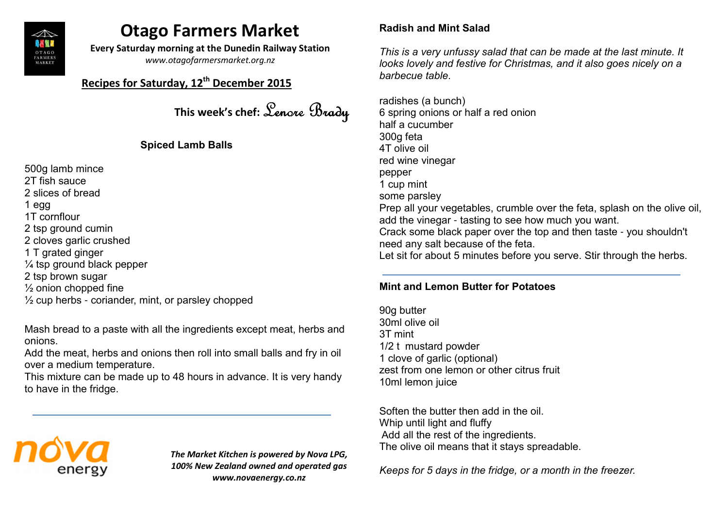# Otago Farmers Market

**Every Saturday morning at the Dunedin Railway Station**

*www.otagofarmersmarket.org.nz*

## Recipes for Saturday, 12th December 2015

**This week's chef:** Lenore Brady

### Spiced Lamb Balls

500g lamb mince
2T fish sauce
2 slices of bread
1 egg
1T cornflour
2 tsp ground cumin
2 cloves garlic crushed
1 T grated ginger
¼ tsp ground black pepper
2 tsp brown sugar
½ onion chopped fine
½ cup herbs - coriander, mint, or parsley chopped

Mash bread to a paste with all the ingredients except meat, herbs and onions.
Add the meat, herbs and onions then roll into small balls and fry in oil over a medium temperature.
This mixture can be made up to 48 hours in advance. It is very handy to have in the fridge.

---

*The Market Kitchen is powered by Nova LPG, 100% New Zealand owned and operated gas*
***www.novaenergy.co.nz***

### Radish and Mint Salad

*This is a very unfussy salad that can be made at the last minute. It looks lovely and festive for Christmas, and it also goes nicely on a barbecue table.*

radishes (a bunch)
6 spring onions or half a red onion
half a cucumber
300g feta
4T olive oil
red wine vinegar
pepper
1 cup mint
some parsley
Prep all your vegetables, crumble over the feta, splash on the olive oil, add the vinegar - tasting to see how much you want.
Crack some black paper over the top and then taste - you shouldn't need any salt because of the feta.
Let sit for about 5 minutes before you serve. Stir through the herbs.

---

### Mint and Lemon Butter for Potatoes

90g butter
30ml olive oil
3T mint
1/2 t mustard powder
1 clove of garlic (optional)
zest from one lemon or other citrus fruit
10ml lemon juice

Soften the butter then add in the oil.
Whip until light and fluffy
Add all the rest of the ingredients.
The olive oil means that it stays spreadable.

*Keeps for 5 days in the fridge, or a month in the freezer.*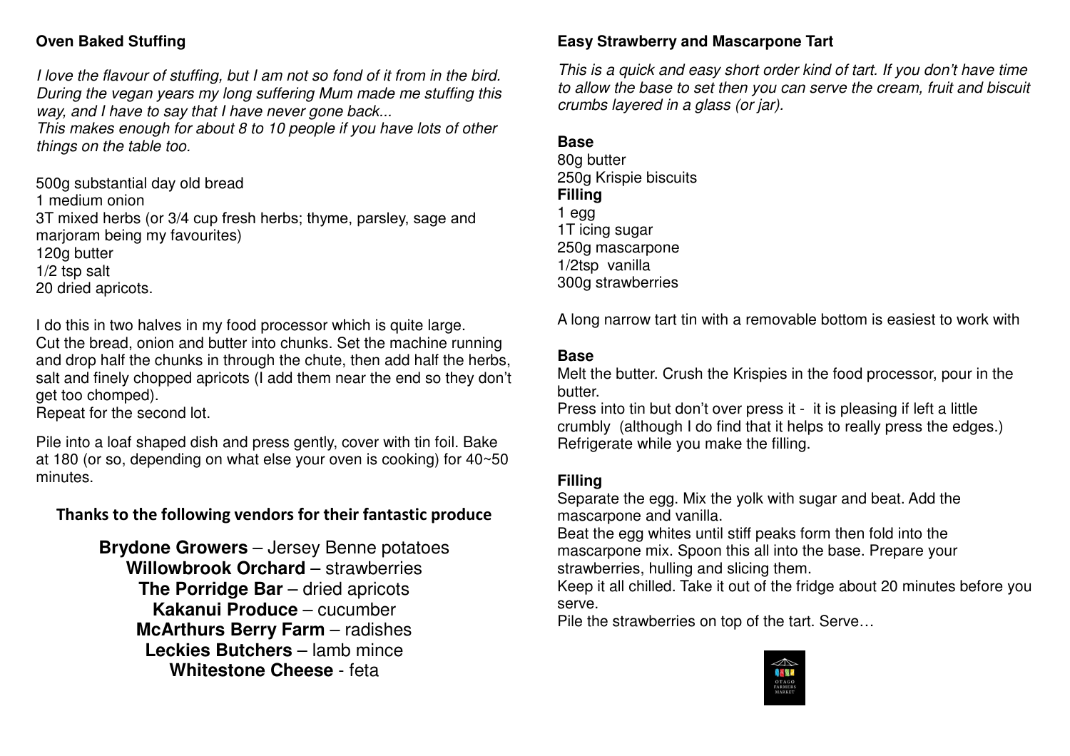## Oven Baked Stuffing

*I love the flavour of stuffing, but I am not so fond of it from in the bird. During the vegan years my long suffering Mum made me stuffing this way, and I have to say that I have never gone back...*
*This makes enough for about 8 to 10 people if you have lots of other things on the table too.*

500g substantial day old bread
1 medium onion
3T mixed herbs (or 3/4 cup fresh herbs; thyme, parsley, sage and marjoram being my favourites)
120g butter
1/2 tsp salt
20 dried apricots.

I do this in two halves in my food processor which is quite large.
Cut the bread, onion and butter into chunks. Set the machine running and drop half the chunks in through the chute, then add half the herbs, salt and finely chopped apricots (I add them near the end so they don't get too chomped).
Repeat for the second lot.

Pile into a loaf shaped dish and press gently, cover with tin foil. Bake at 180 (or so, depending on what else your oven is cooking) for 40~50 minutes.

### Thanks to the following vendors for their fantastic produce

**Brydone Growers** – Jersey Benne potatoes
**Willowbrook Orchard** – strawberries
**The Porridge Bar** – dried apricots
**Kakanui Produce** – cucumber
**McArthurs Berry Farm** – radishes
**Leckies Butchers** – lamb mince
**Whitestone Cheese** - feta

## Easy Strawberry and Mascarpone Tart

*This is a quick and easy short order kind of tart. If you don't have time to allow the base to set then you can serve the cream, fruit and biscuit crumbs layered in a glass (or jar).*

**Base**
80g butter
250g Krispie biscuits
**Filling**
1 egg
1T icing sugar
250g mascarpone
1/2tsp vanilla
300g strawberries

A long narrow tart tin with a removable bottom is easiest to work with

**Base**
Melt the butter. Crush the Krispies in the food processor, pour in the butter.
Press into tin but don't over press it - it is pleasing if left a little crumbly (although I do find that it helps to really press the edges.)
Refrigerate while you make the filling.

**Filling**
Separate the egg. Mix the yolk with sugar and beat. Add the mascarpone and vanilla.
Beat the egg whites until stiff peaks form then fold into the mascarpone mix. Spoon this all into the base. Prepare your strawberries, hulling and slicing them.
Keep it all chilled. Take it out of the fridge about 20 minutes before you serve.
Pile the strawberries on top of the tart. Serve…